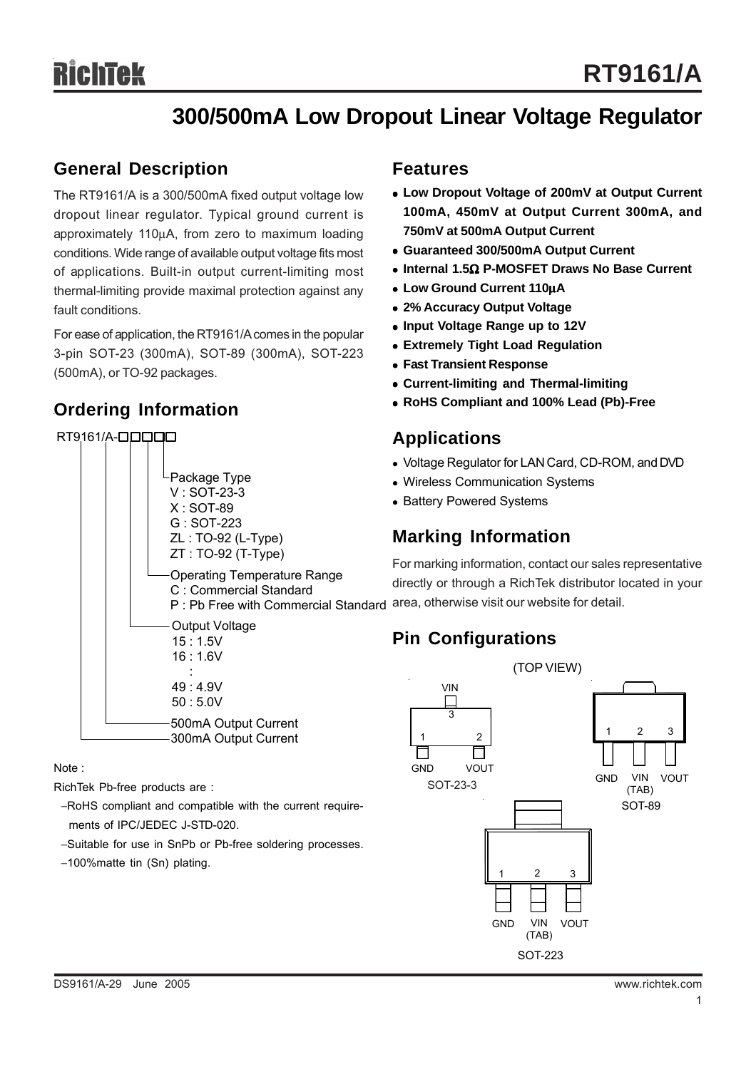# RT9161/A

## 300/500mA Low Dropout Linear Voltage Regulator

## General Description

The RT9161/A is a 300/500mA fixed output voltage low dropout linear regulator. Typical ground current is approximately 110μA, from zero to maximum loading conditions. Wide range of available output voltage fits most of applications. Built-in output current-limiting most thermal-limiting provide maximal protection against any fault conditions.

For ease of application, the RT9161/A comes in the popular 3-pin SOT-23 (300mA), SOT-89 (300mA), SOT-223 (500mA), or TO-92 packages.

## Ordering Information

RT9161/A-□□□□□

- Package Type
  - V : SOT-23-3
  - X : SOT-89
  - G : SOT-223
  - ZL : TO-92 (L-Type)
  - ZT : TO-92 (T-Type)
- Operating Temperature Range
  - C : Commercial Standard
  - P : Pb Free with Commercial Standard
- Output Voltage
  - 15 : 1.5V
  - 16 : 1.6V
  - :
  - 49 : 4.9V
  - 50 : 5.0V
- 500mA Output Current
- 300mA Output Current

Note :

RichTek Pb-free products are :

- −RoHS compliant and compatible with the current requirements of IPC/JEDEC J-STD-020.
- −Suitable for use in SnPb or Pb-free soldering processes.
- −100%matte tin (Sn) plating.

## Features

- **Low Dropout Voltage of 200mV at Output Current 100mA, 450mV at Output Current 300mA, and 750mV at 500mA Output Current**
- **Guaranteed 300/500mA Output Current**
- **Internal 1.5Ω P-MOSFET Draws No Base Current**
- **Low Ground Current 110μA**
- **2% Accuracy Output Voltage**
- **Input Voltage Range up to 12V**
- **Extremely Tight Load Regulation**
- **Fast Transient Response**
- **Current-limiting and Thermal-limiting**
- **RoHS Compliant and 100% Lead (Pb)-Free**

## Applications

- Voltage Regulator for LAN Card, CD-ROM, and DVD
- Wireless Communication Systems
- Battery Powered Systems

## Marking Information

For marking information, contact our sales representative directly or through a RichTek distributor located in your area, otherwise visit our website for detail.

## Pin Configurations

(TOP VIEW)

SOT-23-3: 1 GND, 2 VOUT, 3 VIN

SOT-89: 1 GND, 2 VIN (TAB), 3 VOUT

SOT-223: 1 GND, 2 VIN (TAB), 3 VOUT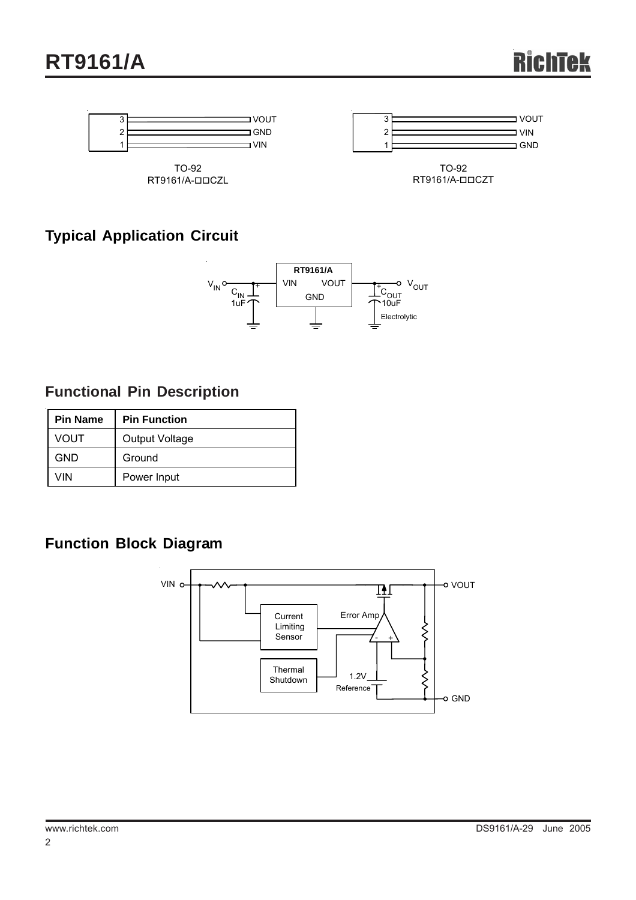| Pin | Name |
|---|---|
| 3 | VOUT |
| 2 | GND |
| 1 | VIN |

TO-92
RT9161/A-□□CZL

| Pin | Name |
|---|---|
| 3 | VOUT |
| 2 | VIN |
| 1 | GND |

TO-92
RT9161/A-□□CZT

## Typical Application Circuit

$V_{IN}$ — $C_{IN}$ 1uF — RT9161/A (VIN, VOUT, GND) — $C_{OUT}$ 10uF Electrolytic — $V_{OUT}$

## Functional Pin Description

| Pin Name | Pin Function |
|---|---|
| VOUT | Output Voltage |
| GND | Ground |
| VIN | Power Input |

## Function Block Diagram

VIN, VOUT, GND, Current Limiting Sensor, Error Amp, Thermal Shutdown, 1.2V Reference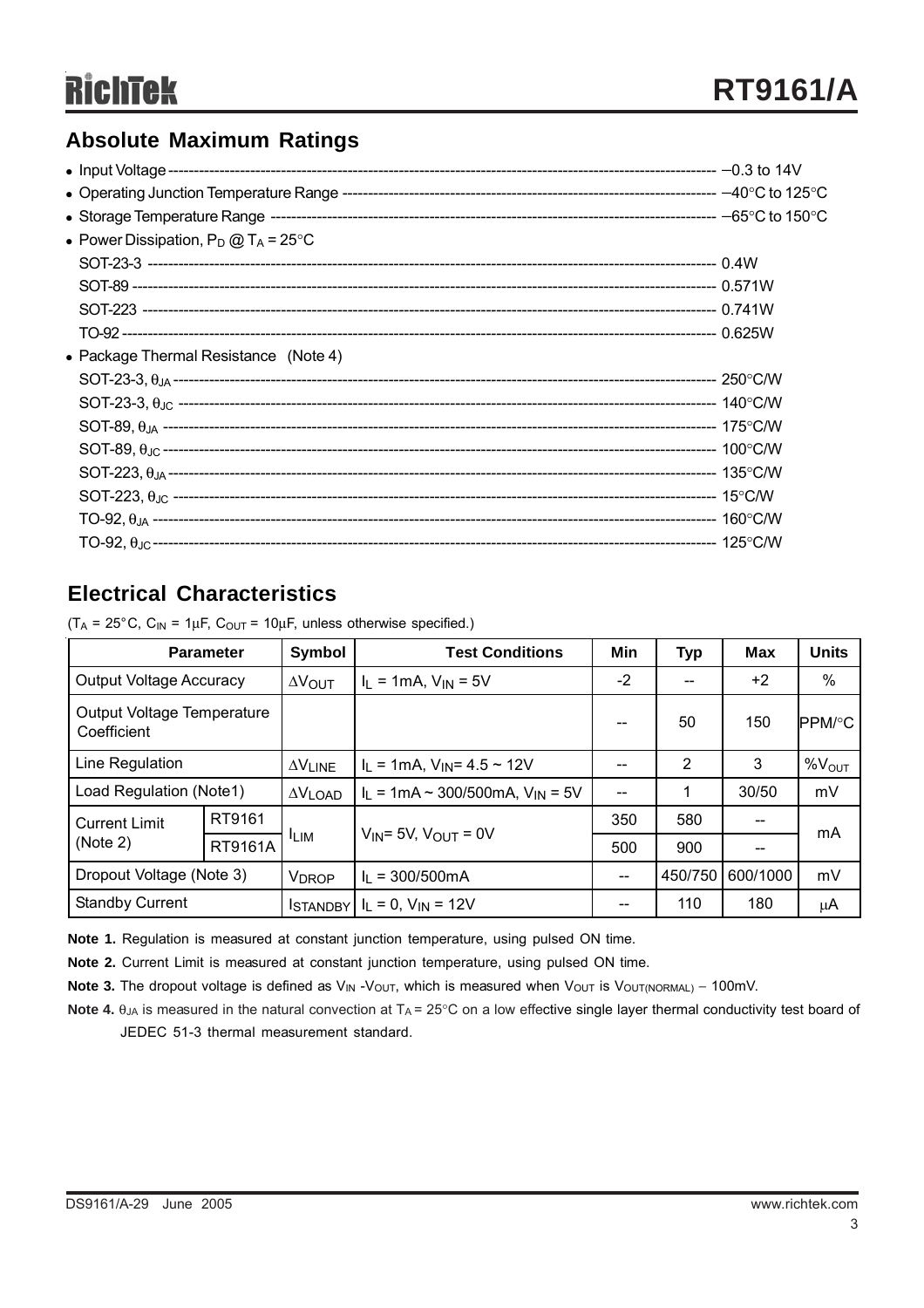## Absolute Maximum Ratings

- Input Voltage ------------------------------------------------------------------------------------------------------------ −0.3 to 14V
- Operating Junction Temperature Range ------------------------------------------------------------------------- −40°C to 125°C
- Storage Temperature Range ------------------------------------------------------------------------------------- −65°C to 150°C
- Power Dissipation, $P_D$ @ $T_A$ = 25°C

  SOT-23-3 ------------------------------------------------------------------------------------------------------------ 0.4W
  SOT-89 -------------------------------------------------------------------------------------------------------------- 0.571W
  SOT-223 ------------------------------------------------------------------------------------------------------------ 0.741W
  TO-92 ---------------------------------------------------------------------------------------------------------------- 0.625W
- Package Thermal Resistance (Note 4)

  SOT-23-3, $\theta_{JA}$ ------------------------------------------------------------------------------------------------- 250°C/W
  SOT-23-3, $\theta_{JC}$ ------------------------------------------------------------------------------------------------- 140°C/W
  SOT-89, $\theta_{JA}$ --------------------------------------------------------------------------------------------------- 175°C/W
  SOT-89, $\theta_{JC}$ --------------------------------------------------------------------------------------------------- 100°C/W
  SOT-223, $\theta_{JA}$ ------------------------------------------------------------------------------------------------- 135°C/W
  SOT-223, $\theta_{JC}$ ------------------------------------------------------------------------------------------------- 15°C/W
  TO-92, $\theta_{JA}$ ---------------------------------------------------------------------------------------------------- 160°C/W
  TO-92, $\theta_{JC}$ ---------------------------------------------------------------------------------------------------- 125°C/W

## Electrical Characteristics

($T_A$ = 25°C, $C_{IN}$ = 1μF, $C_{OUT}$ = 10μF, unless otherwise specified.)

| Parameter | | Symbol | Test Conditions | Min | Typ | Max | Units |
|---|---|---|---|---|---|---|---|
| Output Voltage Accuracy | | $\Delta V_{OUT}$ | $I_L$ = 1mA, $V_{IN}$ = 5V | -2 | -- | +2 | % |
| Output Voltage Temperature Coefficient | | | | -- | 50 | 150 | PPM/°C |
| Line Regulation | | $\Delta V_{LINE}$ | $I_L$ = 1mA, $V_{IN}$= 4.5 ~ 12V | -- | 2 | 3 | $\%V_{OUT}$ |
| Load Regulation (Note1) | | $\Delta V_{LOAD}$ | $I_L$ = 1mA ~ 300/500mA, $V_{IN}$ = 5V | -- | 1 | 30/50 | mV |
| Current Limit (Note 2) | RT9161 | $I_{LIM}$ | $V_{IN}$= 5V, $V_{OUT}$ = 0V | 350 | 580 | -- | mA |
| | RT9161A | | | 500 | 900 | -- | |
| Dropout Voltage (Note 3) | | $V_{DROP}$ | $I_L$ = 300/500mA | -- | 450/750 | 600/1000 | mV |
| Standby Current | | $I_{STANDBY}$ | $I_L$ = 0, $V_{IN}$ = 12V | -- | 110 | 180 | μA |

**Note 1.** Regulation is measured at constant junction temperature, using pulsed ON time.

**Note 2.** Current Limit is measured at constant junction temperature, using pulsed ON time.

**Note 3.** The dropout voltage is defined as $V_{IN}$ -$V_{OUT}$, which is measured when $V_{OUT}$ is $V_{OUT(NORMAL)}$ − 100mV.

**Note 4.** $\theta_{JA}$ is measured in the natural convection at $T_A$ = 25°C on a low effective single layer thermal conductivity test board of JEDEC 51-3 thermal measurement standard.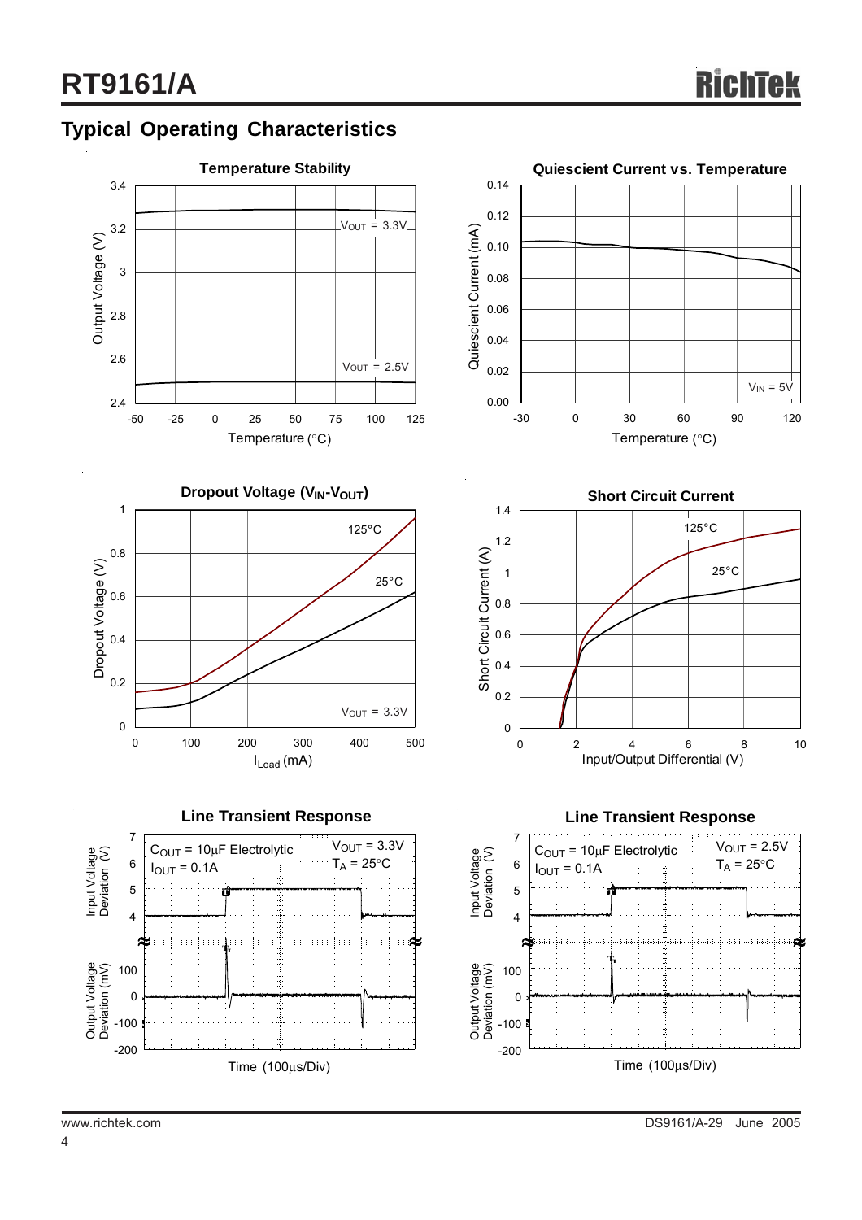## Typical Operating Characteristics

**Temperature Stability**

Output Voltage (V) vs. Temperature (°C)

$V_{OUT}$ = 3.3V

$V_{OUT}$ = 2.5V

**Quiescent Current vs. Temperature**

Quiescent Current (mA) vs. Temperature (°C)

$V_{IN}$ = 5V

**Dropout Voltage ($V_{IN}$-$V_{OUT}$)**

Dropout Voltage (V) vs. $I_{Load}$ (mA)

125°C

25°C

$V_{OUT}$ = 3.3V

**Short Circuit Current**

Short Circuit Current (A) vs. Input/Output Differential (V)

125°C

25°C

**Line Transient Response**

Input Voltage Deviation (V); Output Voltage Deviation (mV)

$C_{OUT}$ = 10μF Electrolytic
$I_{OUT}$ = 0.1A

$V_{OUT}$ = 3.3V
$T_A$ = 25°C

Time (100μs/Div)

**Line Transient Response**

Input Voltage Deviation (V); Output Voltage Deviation (mV)

$C_{OUT}$ = 10μF Electrolytic
$I_{OUT}$ = 0.1A

$V_{OUT}$ = 2.5V
$T_A$ = 25°C

Time (100μs/Div)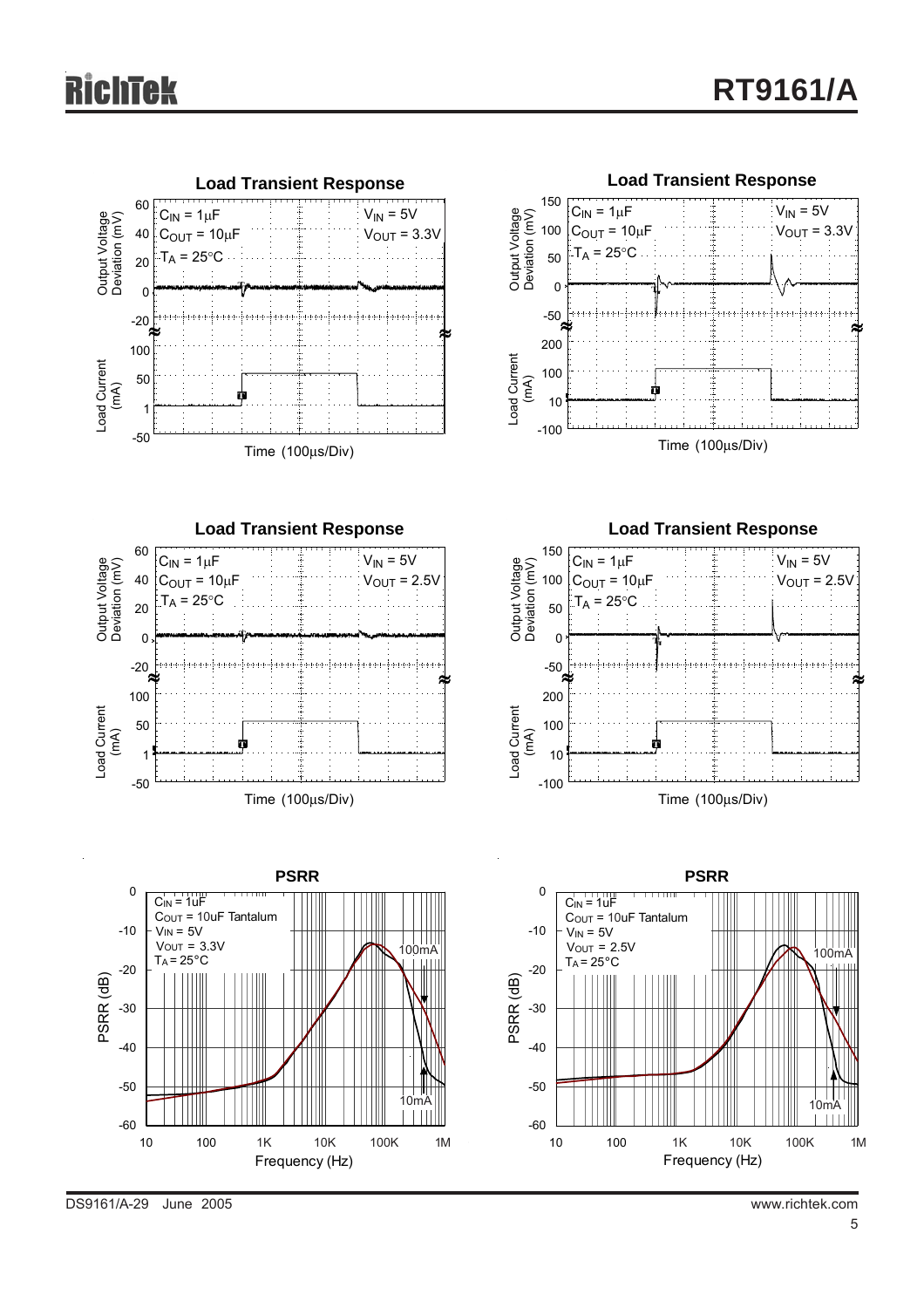**Load Transient Response**

$C_{IN}$ = 1μF
$C_{OUT}$ = 10μF
$T_A$ = 25°C
$V_{IN}$ = 5V
$V_{OUT}$ = 3.3V

Output Voltage Deviation (mV)
Load Current (mA)
Time (100μs/Div)

**Load Transient Response**

$C_{IN}$ = 1μF
$C_{OUT}$ = 10μF
$T_A$ = 25°C
$V_{IN}$ = 5V
$V_{OUT}$ = 3.3V

Output Voltage Deviation (mV)
Load Current (mA)
Time (100μs/Div)

**Load Transient Response**

$C_{IN}$ = 1μF
$C_{OUT}$ = 10μF
$T_A$ = 25°C
$V_{IN}$ = 5V
$V_{OUT}$ = 2.5V

Output Voltage Deviation (mV)
Load Current (mA)
Time (100μs/Div)

**Load Transient Response**

$C_{IN}$ = 1μF
$C_{OUT}$ = 10μF
$T_A$ = 25°C
$V_{IN}$ = 5V
$V_{OUT}$ = 2.5V

Output Voltage Deviation (mV)
Load Current (mA)
Time (100μs/Div)

**PSRR**

$C_{IN}$ = 1uF
$C_{OUT}$ = 10uF Tantalum
$V_{IN}$ = 5V
$V_{OUT}$ = 3.3V
$T_A$ = 25°C

100mA
10mA

PSRR (dB)
Frequency (Hz)

**PSRR**

$C_{IN}$ = 1uF
$C_{OUT}$ = 10uF Tantalum
$V_{IN}$ = 5V
$V_{OUT}$ = 2.5V
$T_A$ = 25°C

100mA
10mA

PSRR (dB)
Frequency (Hz)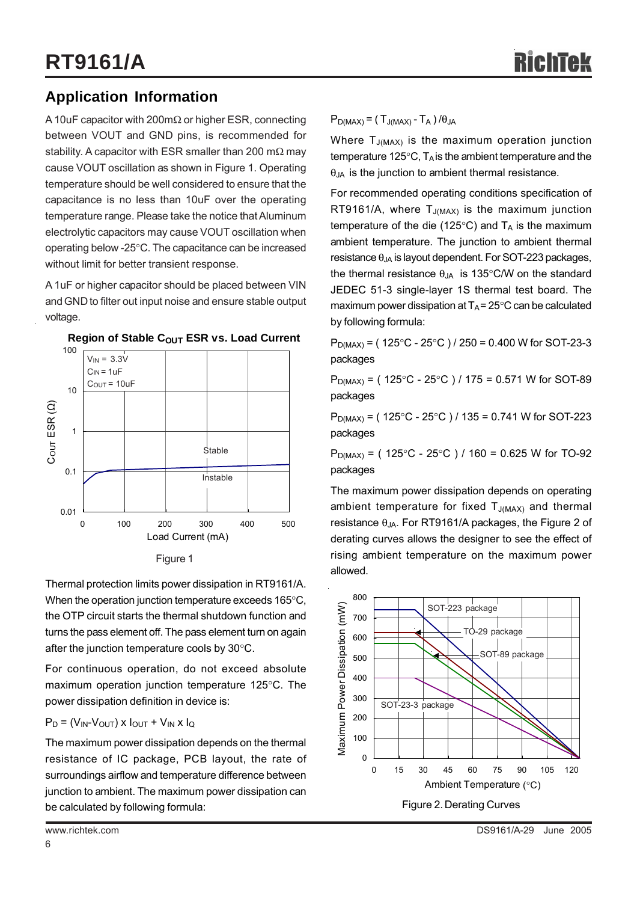## Application Information

A 10uF capacitor with 200mΩ or higher ESR, connecting between VOUT and GND pins, is recommended for stability. A capacitor with ESR smaller than 200 mΩ may cause VOUT oscillation as shown in Figure 1. Operating temperature should be well considered to ensure that the capacitance is no less than 10uF over the operating temperature range. Please take the notice that Aluminum electrolytic capacitors may cause VOUT oscillation when operating below -25°C. The capacitance can be increased without limit for better transient response.

A 1uF or higher capacitor should be placed between VIN and GND to filter out input noise and ensure stable output voltage.

**Region of Stable $C_{OUT}$ ESR vs. Load Current**

Figure 1

Thermal protection limits power dissipation in RT9161/A. When the operation junction temperature exceeds 165°C, the OTP circuit starts the thermal shutdown function and turns the pass element off. The pass element turn on again after the junction temperature cools by 30°C.

For continuous operation, do not exceed absolute maximum operation junction temperature 125°C. The power dissipation definition in device is:

$$P_D = (V_{IN}-V_{OUT}) \times I_{OUT} + V_{IN} \times I_Q$$

The maximum power dissipation depends on the thermal resistance of IC package, PCB layout, the rate of surroundings airflow and temperature difference between junction to ambient. The maximum power dissipation can be calculated by following formula:

$$P_{D(MAX)} = ( T_{J(MAX)} - T_A ) / \theta_{JA}$$

Where $T_{J(MAX)}$ is the maximum operation junction temperature 125°C, $T_A$ is the ambient temperature and the $\theta_{JA}$ is the junction to ambient thermal resistance.

For recommended operating conditions specification of RT9161/A, where $T_{J(MAX)}$ is the maximum junction temperature of the die (125°C) and $T_A$ is the maximum ambient temperature. The junction to ambient thermal resistance $\theta_{JA}$ is layout dependent. For SOT-223 packages, the thermal resistance $\theta_{JA}$ is 135°C/W on the standard JEDEC 51-3 single-layer 1S thermal test board. The maximum power dissipation at $T_A$ = 25°C can be calculated by following formula:

$P_{D(MAX)}$ = ( 125°C - 25°C ) / 250 = 0.400 W for SOT-23-3 packages

$P_{D(MAX)}$ = ( 125°C - 25°C ) / 175 = 0.571 W for SOT-89 packages

$P_{D(MAX)}$ = ( 125°C - 25°C ) / 135 = 0.741 W for SOT-223 packages

$P_{D(MAX)}$ = ( 125°C - 25°C ) / 160 = 0.625 W for TO-92 packages

The maximum power dissipation depends on operating ambient temperature for fixed $T_{J(MAX)}$ and thermal resistance $\theta_{JA}$. For RT9161/A packages, the Figure 2 of derating curves allows the designer to see the effect of rising ambient temperature on the maximum power allowed.

Figure 2. Derating Curves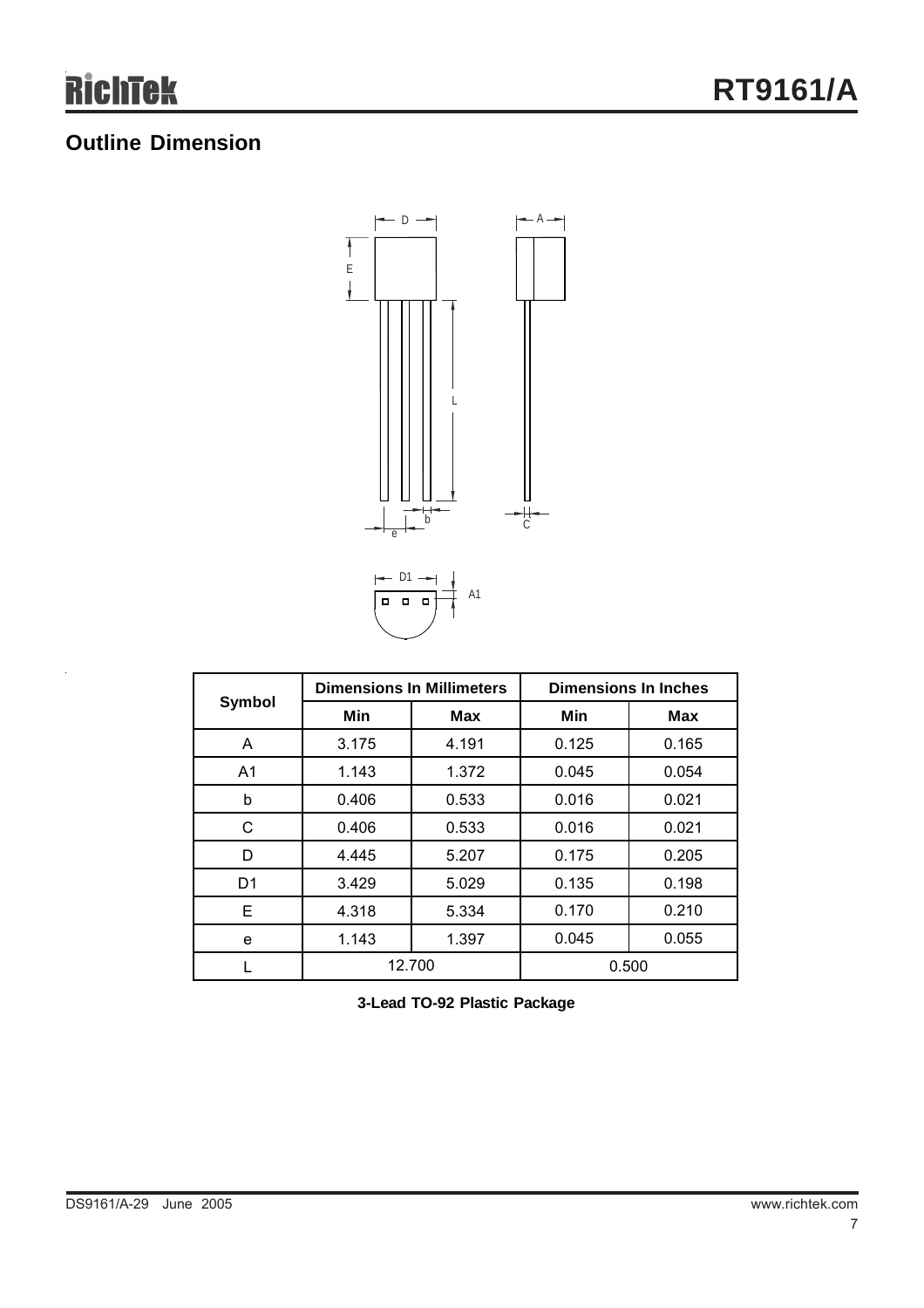## Outline Dimension

| Symbol | Dimensions In Millimeters | | Dimensions In Inches | |
|---|---|---|---|---|
| | Min | Max | Min | Max |
| A | 3.175 | 4.191 | 0.125 | 0.165 |
| A1 | 1.143 | 1.372 | 0.045 | 0.054 |
| b | 0.406 | 0.533 | 0.016 | 0.021 |
| C | 0.406 | 0.533 | 0.016 | 0.021 |
| D | 4.445 | 5.207 | 0.175 | 0.205 |
| D1 | 3.429 | 5.029 | 0.135 | 0.198 |
| E | 4.318 | 5.334 | 0.170 | 0.210 |
| e | 1.143 | 1.397 | 0.045 | 0.055 |
| L | 12.700 | | 0.500 | |

**3-Lead TO-92 Plastic Package**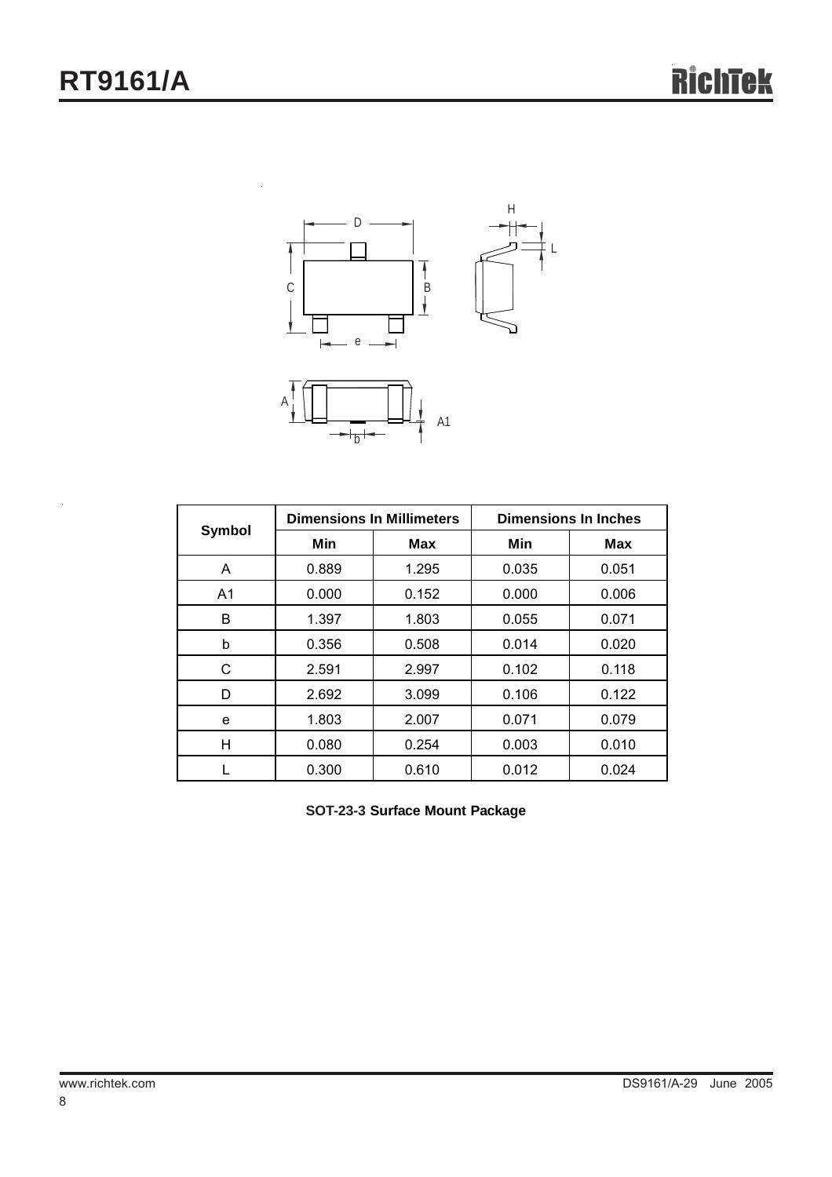| Symbol | Dimensions In Millimeters | | Dimensions In Inches | |
|---|---|---|---|---|
| | Min | Max | Min | Max |
| A | 0.889 | 1.295 | 0.035 | 0.051 |
| A1 | 0.000 | 0.152 | 0.000 | 0.006 |
| B | 1.397 | 1.803 | 0.055 | 0.071 |
| b | 0.356 | 0.508 | 0.014 | 0.020 |
| C | 2.591 | 2.997 | 0.102 | 0.118 |
| D | 2.692 | 3.099 | 0.106 | 0.122 |
| e | 1.803 | 2.007 | 0.071 | 0.079 |
| H | 0.080 | 0.254 | 0.003 | 0.010 |
| L | 0.300 | 0.610 | 0.012 | 0.024 |

**SOT-23-3 Surface Mount Package**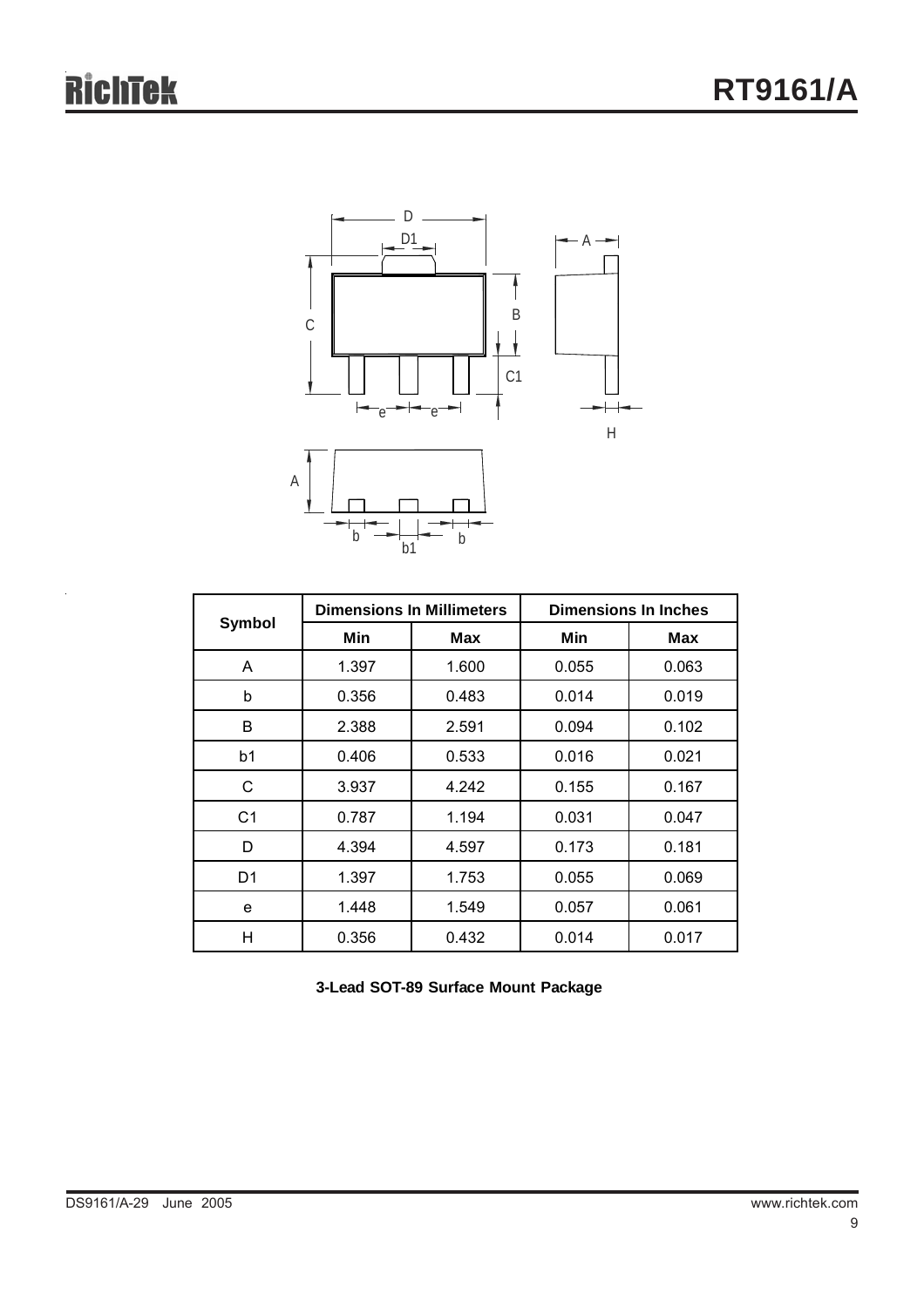| Symbol | Dimensions In Millimeters | | Dimensions In Inches | |
|---|---|---|---|---|
| | Min | Max | Min | Max |
| A | 1.397 | 1.600 | 0.055 | 0.063 |
| b | 0.356 | 0.483 | 0.014 | 0.019 |
| B | 2.388 | 2.591 | 0.094 | 0.102 |
| b1 | 0.406 | 0.533 | 0.016 | 0.021 |
| C | 3.937 | 4.242 | 0.155 | 0.167 |
| C1 | 0.787 | 1.194 | 0.031 | 0.047 |
| D | 4.394 | 4.597 | 0.173 | 0.181 |
| D1 | 1.397 | 1.753 | 0.055 | 0.069 |
| e | 1.448 | 1.549 | 0.057 | 0.061 |
| H | 0.356 | 0.432 | 0.014 | 0.017 |

**3-Lead SOT-89 Surface Mount Package**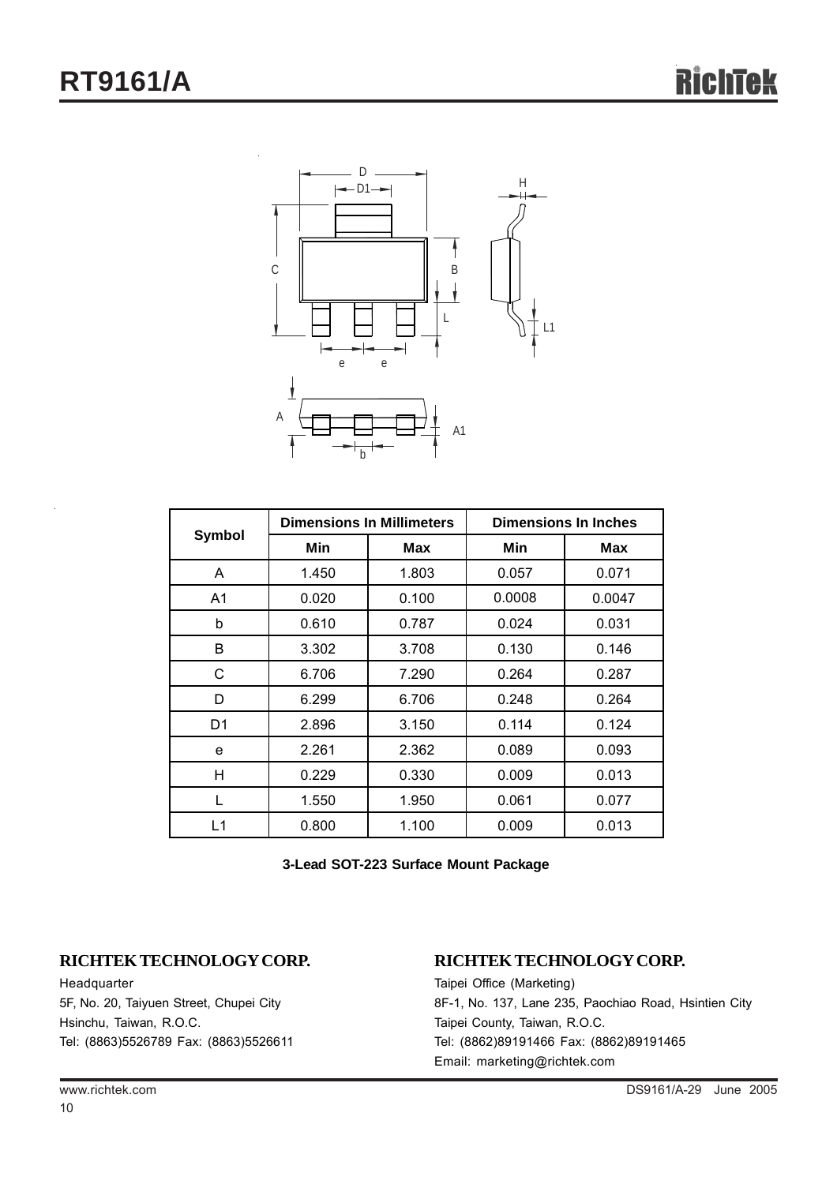| Symbol | Dimensions In Millimeters | | Dimensions In Inches | |
|---|---|---|---|---|
| | Min | Max | Min | Max |
| A | 1.450 | 1.803 | 0.057 | 0.071 |
| A1 | 0.020 | 0.100 | 0.0008 | 0.0047 |
| b | 0.610 | 0.787 | 0.024 | 0.031 |
| B | 3.302 | 3.708 | 0.130 | 0.146 |
| C | 6.706 | 7.290 | 0.264 | 0.287 |
| D | 6.299 | 6.706 | 0.248 | 0.264 |
| D1 | 2.896 | 3.150 | 0.114 | 0.124 |
| e | 2.261 | 2.362 | 0.089 | 0.093 |
| H | 0.229 | 0.330 | 0.009 | 0.013 |
| L | 1.550 | 1.950 | 0.061 | 0.077 |
| L1 | 0.800 | 1.100 | 0.009 | 0.013 |

**3-Lead SOT-223 Surface Mount Package**

**RICHTEK TECHNOLOGY CORP.**

Headquarter
5F, No. 20, Taiyuen Street, Chupei City
Hsinchu, Taiwan, R.O.C.
Tel: (8863)5526789 Fax: (8863)5526611

**RICHTEK TECHNOLOGY CORP.**

Taipei Office (Marketing)
8F-1, No. 137, Lane 235, Paochiao Road, Hsintien City
Taipei County, Taiwan, R.O.C.
Tel: (8862)89191466 Fax: (8862)89191465
Email: marketing@richtek.com